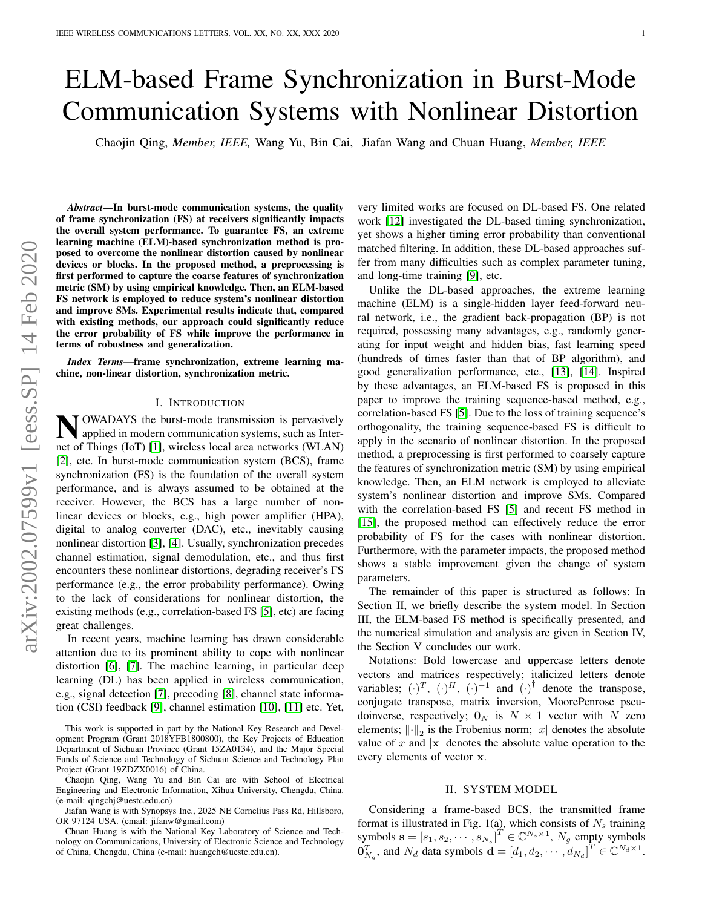# ELM-based Frame Synchronization in Burst-Mode Communication Systems with Nonlinear Distortion

Chaojin Qing, *Member, IEEE,* Wang Yu, Bin Cai, Jiafan Wang and Chuan Huang, *Member, IEEE*

***Abstract*—In burst-mode communication systems, the quality of frame synchronization (FS) at receivers significantly impacts the overall system performance. To guarantee FS, an extreme learning machine (ELM)-based synchronization method is proposed to overcome the nonlinear distortion caused by nonlinear devices or blocks. In the proposed method, a preprocessing is first performed to capture the coarse features of synchronization metric (SM) by using empirical knowledge. Then, an ELM-based FS network is employed to reduce system's nonlinear distortion and improve SMs. Experimental results indicate that, compared with existing methods, our approach could significantly reduce the error probability of FS while improve the performance in terms of robustness and generalization.**

***Index Terms*—frame synchronization, extreme learning machine, non-linear distortion, synchronization metric.**

## I. Introduction

Nowadays the burst-mode transmission is pervasively applied in modern communication systems, such as Internet of Things (IoT) [1], wireless local area networks (WLAN) [2], etc. In burst-mode communication system (BCS), frame synchronization (FS) is the foundation of the overall system performance, and is always assumed to be obtained at the receiver. However, the BCS has a large number of nonlinear devices or blocks, e.g., high power amplifier (HPA), digital to analog converter (DAC), etc., inevitably causing nonlinear distortion [3], [4]. Usually, synchronization precedes channel estimation, signal demodulation, etc., and thus first encounters these nonlinear distortions, degrading receiver's FS performance (e.g., the error probability performance). Owing to the lack of considerations for nonlinear distortion, the existing methods (e.g., correlation-based FS [5], etc) are facing great challenges.

In recent years, machine learning has drawn considerable attention due to its prominent ability to cope with nonlinear distortion [6], [7]. The machine learning, in particular deep learning (DL) has been applied in wireless communication, e.g., signal detection [7], precoding [8], channel state information (CSI) feedback [9], channel estimation [10], [11] etc. Yet, very limited works are focused on DL-based FS. One related work [12] investigated the DL-based timing synchronization, yet shows a higher timing error probability than conventional matched filtering. In addition, these DL-based approaches suffer from many difficulties such as complex parameter tuning, and long-time training [9], etc.

Unlike the DL-based approaches, the extreme learning machine (ELM) is a single-hidden layer feed-forward neural network, i.e., the gradient back-propagation (BP) is not required, possessing many advantages, e.g., randomly generating for input weight and hidden bias, fast learning speed (hundreds of times faster than that of BP algorithm), and good generalization performance, etc., [13], [14]. Inspired by these advantages, an ELM-based FS is proposed in this paper to improve the training sequence-based method, e.g., correlation-based FS [5]. Due to the loss of training sequence's orthogonality, the training sequence-based FS is difficult to apply in the scenario of nonlinear distortion. In the proposed method, a preprocessing is first performed to coarsely capture the features of synchronization metric (SM) by using empirical knowledge. Then, an ELM network is employed to alleviate system's nonlinear distortion and improve SMs. Compared with the correlation-based FS [5] and recent FS method in [15], the proposed method can effectively reduce the error probability of FS for the cases with nonlinear distortion. Furthermore, with the parameter impacts, the proposed method shows a stable improvement given the change of system parameters.

The remainder of this paper is structured as follows: In Section II, we briefly describe the system model. In Section III, the ELM-based FS method is specifically presented, and the numerical simulation and analysis are given in Section IV, the Section V concludes our work.

Notations: Bold lowercase and uppercase letters denote vectors and matrices respectively; italicized letters denote variables; $(\cdot)^T$, $(\cdot)^H$, $(\cdot)^{-1}$ and $(\cdot)^{\dagger}$ denote the transpose, conjugate transpose, matrix inversion, MoorePenrose pseudoinverse, respectively; $\mathbf{0}_N$ is $N \times 1$ vector with $N$ zero elements; $\|\cdot\|_2$ is the Frobenius norm; $|x|$ denotes the absolute value of $x$ and $|\mathbf{x}|$ denotes the absolute value operation to the every elements of vector $\mathbf{x}$.

## II. System Model

Considering a frame-based BCS, the transmitted frame format is illustrated in Fig. 1(a), which consists of $N_s$ training symbols $\mathbf{s} = [s_1, s_2, \cdots, s_{N_s}]^T \in \mathbb{C}^{N_s \times 1}$, $N_g$ empty symbols $\mathbf{0}_{N_g}^T$, and $N_d$ data symbols $\mathbf{d} = [d_1, d_2, \cdots, d_{N_d}]^T \in \mathbb{C}^{N_d \times 1}$.

This work is supported in part by the National Key Research and Development Program (Grant 2018YFB1800800), the Key Projects of Education Department of Sichuan Province (Grant 15ZA0134), and the Major Special Funds of Science and Technology of Sichuan Science and Technology Plan Project (Grant 19ZDZX0016) of China.

Chaojin Qing, Wang Yu and Bin Cai are with School of Electrical Engineering and Electronic Information, Xihua University, Chengdu, China. (e-mail: qingchj@uestc.edu.cn)

Jiafan Wang is with Synopsys Inc., 2025 NE Cornelius Pass Rd, Hillsboro, OR 97124 USA. (email: jifanw@gmail.com)

Chuan Huang is with the National Key Laboratory of Science and Technology on Communications, University of Electronic Science and Technology of China, Chengdu, China (e-mail: huangch@uestc.edu.cn).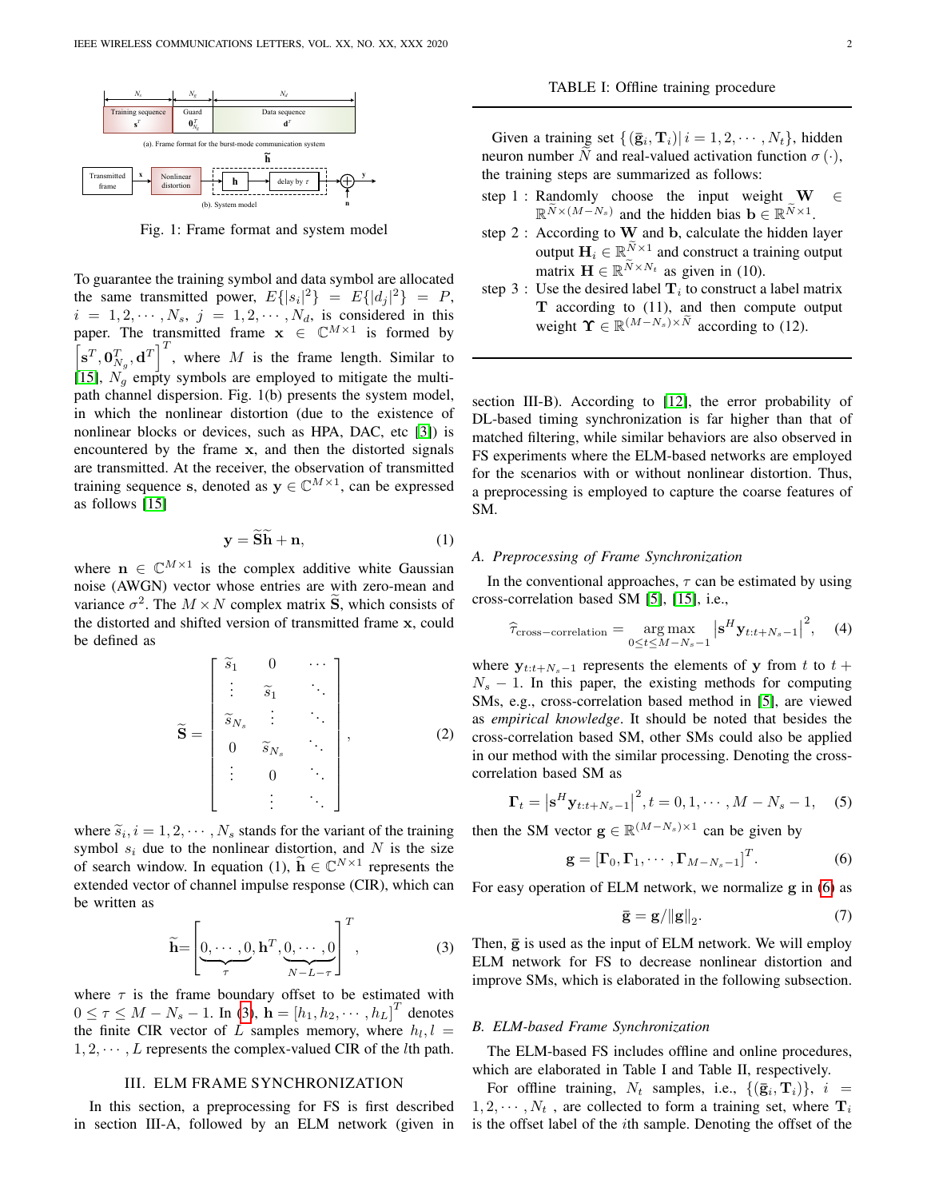Fig. 1: Frame format and system model

To guarantee the training symbol and data symbol are allocated the same transmitted power, $E\{|s_i|^2\} = E\{|d_j|^2\} = P$, $i = 1, 2, \cdots, N_s$, $j = 1, 2, \cdots, N_d$, is considered in this paper. The transmitted frame $\mathbf{x} \in \mathbb{C}^{M\times 1}$ is formed by $\left[\mathbf{s}^T, \mathbf{0}_{N_g}^T, \mathbf{d}^T\right]^T$, where $M$ is the frame length. Similar to [15], $N_g$ empty symbols are employed to mitigate the multi-path channel dispersion. Fig. 1(b) presents the system model, in which the nonlinear distortion (due to the existence of nonlinear blocks or devices, such as HPA, DAC, etc [3]) is encountered by the frame $\mathbf{x}$, and then the distorted signals are transmitted. At the receiver, the observation of transmitted training sequence $\mathbf{s}$, denoted as $\mathbf{y} \in \mathbb{C}^{M\times 1}$, can be expressed as follows [15]

$$\mathbf{y} = \widetilde{\mathbf{S}}\widetilde{\mathbf{h}} + \mathbf{n}, \tag{1}$$

where $\mathbf{n} \in \mathbb{C}^{M\times 1}$ is the complex additive white Gaussian noise (AWGN) vector whose entries are with zero-mean and variance $\sigma^2$. The $M \times N$ complex matrix $\widetilde{\mathbf{S}}$, which consists of the distorted and shifted version of transmitted frame $\mathbf{x}$, could be defined as

$$\widetilde{\mathbf{S}} = \begin{bmatrix} \widetilde{s}_1 & 0 & \cdots \\ \vdots & \widetilde{s}_1 & \ddots \\ \widetilde{s}_{N_s} & \vdots & \ddots \\ 0 & \widetilde{s}_{N_s} & \ddots \\ \vdots & 0 & \ddots \\ & \vdots & \ddots \end{bmatrix}, \tag{2}$$

where $\widetilde{s}_i, i = 1, 2, \cdots, N_s$ stands for the variant of the training symbol $s_i$ due to the nonlinear distortion, and $N$ is the size of search window. In equation (1), $\widetilde{\mathbf{h}} \in \mathbb{C}^{N\times 1}$ represents the extended vector of channel impulse response (CIR), which can be written as

$$\widetilde{\mathbf{h}} = \left[\underbrace{0, \cdots, 0}_{\tau}, \mathbf{h}^T, \underbrace{0, \cdots, 0}_{N-L-\tau}\right]^T, \tag{3}$$

where $\tau$ is the frame boundary offset to be estimated with $0 \le \tau \le M - N_s - 1$. In (3), $\mathbf{h} = [h_1, h_2, \cdots, h_L]^T$ denotes the finite CIR vector of $L$ samples memory, where $h_l, l = 1, 2, \cdots, L$ represents the complex-valued CIR of the $l$th path.

## III. ELM Frame Synchronization

In this section, a preprocessing for FS is first described in section III-A, followed by an ELM network (given in section III-B). According to [12], the error probability of DL-based timing synchronization is far higher than that of matched filtering, while similar behaviors are also observed in FS experiments where the ELM-based networks are employed for the scenarios with or without nonlinear distortion. Thus, a preprocessing is employed to capture the coarse features of SM.

### A. Preprocessing of Frame Synchronization

In the conventional approaches, $\tau$ can be estimated by using cross-correlation based SM [5], [15], i.e.,

$$\widehat{\tau}_{\text{cross-correlation}} = \underset{0\le t\le M-N_s-1}{\arg\max} \left|\mathbf{s}^H \mathbf{y}_{t:t+N_s-1}\right|^2, \tag{4}$$

where $\mathbf{y}_{t:t+N_s-1}$ represents the elements of $\mathbf{y}$ from $t$ to $t + N_s - 1$. In this paper, the existing methods for computing SMs, e.g., cross-correlation based method in [5], are viewed as *empirical knowledge*. It should be noted that besides the cross-correlation based SM, other SMs could also be applied in our method with the similar processing. Denoting the cross-correlation based SM as

$$\mathbf{\Gamma}_t = \left|\mathbf{s}^H \mathbf{y}_{t:t+N_s-1}\right|^2, t = 0, 1, \cdots, M - N_s - 1, \tag{5}$$

then the SM vector $\mathbf{g} \in \mathbb{R}^{(M-N_s)\times 1}$ can be given by

$$\mathbf{g} = [\mathbf{\Gamma}_0, \mathbf{\Gamma}_1, \cdots, \mathbf{\Gamma}_{M-N_s-1}]^T. \tag{6}$$

For easy operation of ELM network, we normalize $\mathbf{g}$ in (6) as

$$\bar{\mathbf{g}} = \mathbf{g}/\|\mathbf{g}\|_2. \tag{7}$$

Then, $\bar{\mathbf{g}}$ is used as the input of ELM network. We will employ ELM network for FS to decrease nonlinear distortion and improve SMs, which is elaborated in the following subsection.

### B. ELM-based Frame Synchronization

The ELM-based FS includes offline and online procedures, which are elaborated in Table I and Table II, respectively.

TABLE I: Offline training procedure

Given a training set $\{(\bar{\mathbf{g}}_i, \mathbf{T}_i) | i = 1, 2, \cdots, N_t\}$, hidden neuron number $\widetilde{N}$ and real-valued activation function $\sigma(\cdot)$, the training steps are summarized as follows:

- step 1 : Randomly choose the input weight $\mathbf{W} \in \mathbb{R}^{\widetilde{N}\times(M-N_s)}$ and the hidden bias $\mathbf{b} \in \mathbb{R}^{\widetilde{N}\times 1}$.
- step 2 : According to $\mathbf{W}$ and $\mathbf{b}$, calculate the hidden layer output $\mathbf{H}_i \in \mathbb{R}^{\widetilde{N}\times 1}$ and construct a training output matrix $\mathbf{H} \in \mathbb{R}^{\widetilde{N}\times N_t}$ as given in (10).
- step 3 : Use the desired label $\mathbf{T}_i$ to construct a label matrix $\mathbf{T}$ according to (11), and then compute output weight $\mathbf{\Upsilon} \in \mathbb{R}^{(M-N_s)\times\widetilde{N}}$ according to (12).

For offline training, $N_t$ samples, i.e., $\{(\bar{\mathbf{g}}_i, \mathbf{T}_i)\}$, $i = 1, 2, \cdots, N_t$ , are collected to form a training set, where $\mathbf{T}_i$ is the offset label of the $i$th sample. Denoting the offset of the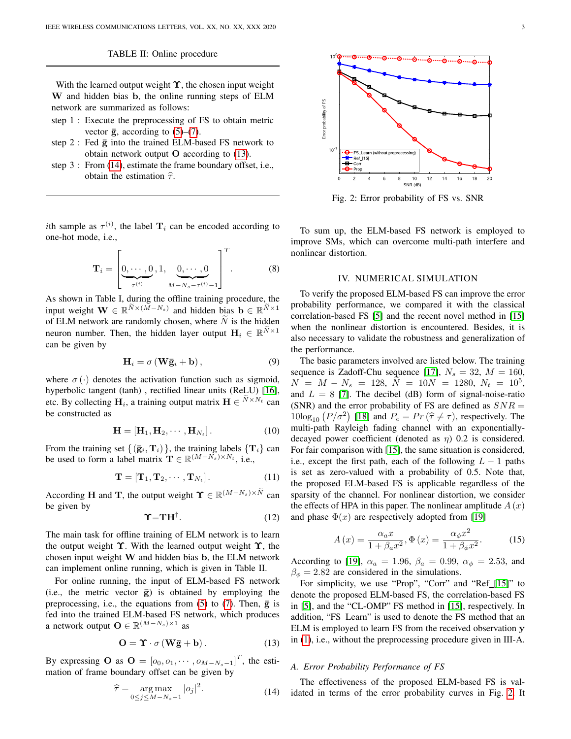TABLE II: Online procedure

With the learned output weight $\boldsymbol{\Upsilon}$, the chosen input weight $\mathbf{W}$ and hidden bias $\mathbf{b}$, the online running steps of ELM network are summarized as follows:

- step 1 : Execute the preprocessing of FS to obtain metric vector $\bar{\mathbf{g}}$, according to (5)–(7).
- step 2 : Fed $\bar{\mathbf{g}}$ into the trained ELM-based FS network to obtain network output $\mathbf{O}$ according to (13).
- step 3 : From (14), estimate the frame boundary offset, i.e., obtain the estimation $\hat{\tau}$.

$i$th sample as $\tau^{(i)}$, the label $\mathbf{T}_i$ can be encoded according to one-hot mode, i.e.,

$$\mathbf{T}_i = \left[\underbrace{0, \cdots, 0}_{\tau^{(i)}}, 1, \underbrace{0, \cdots, 0}_{M-N_s-\tau^{(i)}-1}\right]^T. \tag{8}$$

As shown in Table I, during the offline training procedure, the input weight $\mathbf{W} \in \mathbb{R}^{\widetilde{N} \times (M-N_s)}$ and hidden bias $\mathbf{b} \in \mathbb{R}^{\widetilde{N} \times 1}$ of ELM network are randomly chosen, where $\widetilde{N}$ is the hidden neuron number. Then, the hidden layer output $\mathbf{H}_i \in \mathbb{R}^{\widetilde{N} \times 1}$ can be given by

$$\mathbf{H}_i = \sigma\left(\mathbf{W}\bar{\mathbf{g}}_i + \mathbf{b}\right), \tag{9}$$

where $\sigma(\cdot)$ denotes the activation function such as sigmoid, hyperbolic tangent (tanh) , rectified linear units (ReLU) [16], etc. By collecting $\mathbf{H}_i$, a training output matrix $\mathbf{H} \in \mathbb{R}^{\widetilde{N} \times N_t}$ can be constructed as

$$\mathbf{H} = \left[\mathbf{H}_1, \mathbf{H}_2, \cdots, \mathbf{H}_{N_t}\right]. \tag{10}$$

From the training set $\{(\bar{\mathbf{g}}_i, \mathbf{T}_i)\}$, the training labels $\{\mathbf{T}_i\}$ can be used to form a label matrix $\mathbf{T} \in \mathbb{R}^{(M-N_s) \times N_t}$, i.e.,

$$\mathbf{T} = \left[\mathbf{T}_1, \mathbf{T}_2, \cdots, \mathbf{T}_{N_t}\right]. \tag{11}$$

According $\mathbf{H}$ and $\mathbf{T}$, the output weight $\boldsymbol{\Upsilon} \in \mathbb{R}^{(M-N_s) \times \widetilde{N}}$ can be given by

$$\boldsymbol{\Upsilon} = \mathbf{T}\mathbf{H}^{\dagger}. \tag{12}$$

The main task for offline training of ELM network is to learn the output weight $\boldsymbol{\Upsilon}$. With the learned output weight $\boldsymbol{\Upsilon}$, the chosen input weight $\mathbf{W}$ and hidden bias $\mathbf{b}$, the ELM network can implement online running, which is given in Table II.

For online running, the input of ELM-based FS network (i.e., the metric vector $\bar{\mathbf{g}}$) is obtained by employing the preprocessing, i.e., the equations from (5) to (7). Then, $\bar{\mathbf{g}}$ is fed into the trained ELM-based FS network, which produces a network output $\mathbf{O} \in \mathbb{R}^{(M-N_s) \times 1}$ as

$$\mathbf{O} = \boldsymbol{\Upsilon} \cdot \sigma\left(\mathbf{W}\bar{\mathbf{g}} + \mathbf{b}\right). \tag{13}$$

By expressing $\mathbf{O}$ as $\mathbf{O} = \left[o_0, o_1, \cdots, o_{M-N_s-1}\right]^T$, the estimation of frame boundary offset can be given by

$$\hat{\tau} = \underset{0 \leq j \leq M-N_s-1}{\arg\max} \; |o_j|^2. \tag{14}$$

Fig. 2: Error probability of FS vs. SNR

To sum up, the ELM-based FS network is employed to improve SMs, which can overcome multi-path interfere and nonlinear distortion.

## IV. NUMERICAL SIMULATION

To verify the proposed ELM-based FS can improve the error probability performance, we compared it with the classical correlation-based FS [5] and the recent novel method in [15] when the nonlinear distortion is encountered. Besides, it is also necessary to validate the robustness and generalization of the performance.

The basic parameters involved are listed below. The training sequence is Zadoff-Chu sequence [17], $N_s = 32$, $M = 160$, $N = M - N_s = 128$, $\widetilde{N} = 10N = 1280$, $N_t = 10^5$, and $L = 8$ [7]. The decibel (dB) form of signal-noise-ratio (SNR) and the error probability of FS are defined as $SNR = 10\log_{10}\left(P/\sigma^2\right)$ [18] and $P_e = Pr\left(\hat{\tau} \neq \tau\right)$, respectively. The multi-path Rayleigh fading channel with an exponentially-decayed power coefficient (denoted as $\eta$) 0.2 is considered. For fair comparison with [15], the same situation is considered, i.e., except the first path, each of the following $L-1$ paths is set as zero-valued with a probability of 0.5. Note that, the proposed ELM-based FS is applicable regardless of the sparsity of the channel. For nonlinear distortion, we consider the effects of HPA in this paper. The nonlinear amplitude $A(x)$ and phase $\Phi(x)$ are respectively adopted from [19]

$$A(x) = \frac{\alpha_a x}{1 + \beta_a x^2}, \Phi(x) = \frac{\alpha_\phi x^2}{1 + \beta_\phi x^2}. \tag{15}$$

According to [19], $\alpha_a = 1.96$, $\beta_a = 0.99$, $\alpha_\phi = 2.53$, and $\beta_\phi = 2.82$ are considered in the simulations.

For simplicity, we use "Prop", "Corr" and "Ref_[15]" to denote the proposed ELM-based FS, the correlation-based FS in [5], and the "CL-OMP" FS method in [15], respectively. In addition, "FS_Learn" is used to denote the FS method that an ELM is employed to learn FS from the received observation $\mathbf{y}$ in (1), i.e., without the preprocessing procedure given in III-A.

### A. Error Probability Performance of FS

The effectiveness of the proposed ELM-based FS is validated in terms of the error probability curves in Fig. 2. It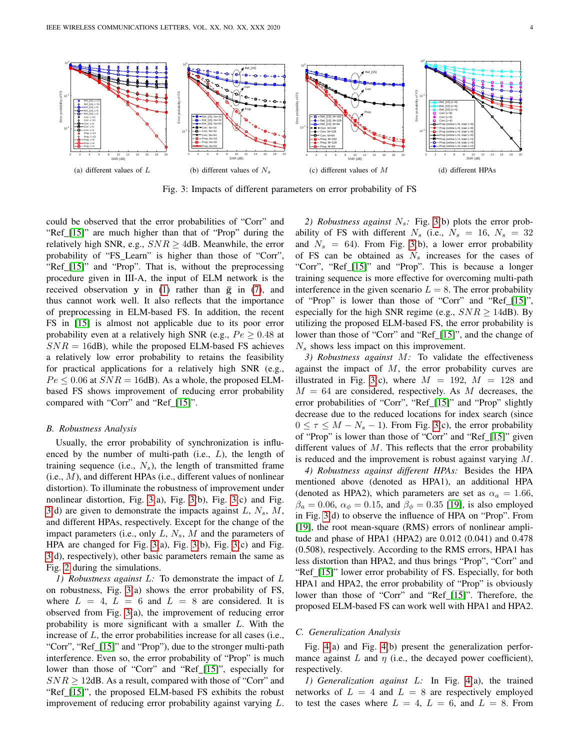(a) different values of $L$ (b) different values of $N_s$ (c) different values of $M$ (d) different HPAs

Fig. 3: Impacts of different parameters on error probability of FS

could be observed that the error probabilities of "Corr" and "Ref_[15]" are much higher than that of "Prop" during the relatively high SNR, e.g., $SNR \geq 4$dB. Meanwhile, the error probability of "FS_Learn" is higher than those of "Corr", "Ref_[15]" and "Prop". That is, without the preprocessing procedure given in III-A, the input of ELM network is the received observation $\mathbf{y}$ in (1) rather than $\bar{\mathbf{g}}$ in (7), and thus cannot work well. It also reflects that the importance of preprocessing in ELM-based FS. In addition, the recent FS in [15] is almost not applicable due to its poor error probability even at a relatively high SNR (e.g., $Pe \geq 0.48$ at $SNR = 16$dB), while the proposed ELM-based FS achieves a relatively low error probability to retains the feasibility for practical applications for a relatively high SNR (e.g., $Pe \leq 0.06$ at $SNR = 16$dB). As a whole, the proposed ELM-based FS shows improvement of reducing error probability compared with "Corr" and "Ref_[15]".

### B. Robustness Analysis

Usually, the error probability of synchronization is influenced by the number of multi-path (i.e., $L$), the length of training sequence (i.e., $N_s$), the length of transmitted frame (i.e., $M$), and different HPAs (i.e., different values of nonlinear distortion). To illuminate the robustness of improvement under nonlinear distortion, Fig. 3(a), Fig. 3(b), Fig. 3(c) and Fig. 3(d) are given to demonstrate the impacts against $L$, $N_s$, $M$, and different HPAs, respectively. Except for the change of the impact parameters (i.e., only $L$, $N_s$, $M$ and the parameters of HPA are changed for Fig. 3(a), Fig. 3(b), Fig. 3(c) and Fig. 3(d), respectively), other basic parameters remain the same as Fig. 2 during the simulations.

*1) Robustness against $L$:* To demonstrate the impact of $L$ on robustness, Fig. 3(a) shows the error probability of FS, where $L = 4$, $L = 6$ and $L = 8$ are considered. It is observed from Fig. 3(a), the improvement of reducing error probability is more significant with a smaller $L$. With the increase of $L$, the error probabilities increase for all cases (i.e., "Corr", "Ref_[15]" and "Prop"), due to the stronger multi-path interference. Even so, the error probability of "Prop" is much lower than those of "Corr" and "Ref_[15]", especially for $SNR \geq 12$dB. As a result, compared with those of "Corr" and "Ref_[15]", the proposed ELM-based FS exhibits the robust improvement of reducing error probability against varying $L$.

*2) Robustness against $N_s$:* Fig. 3(b) plots the error probability of FS with different $N_s$ (i.e., $N_s = 16$, $N_s = 32$ and $N_s = 64$). From Fig. 3(b), a lower error probability of FS can be obtained as $N_s$ increases for the cases of "Corr", "Ref_[15]" and "Prop". This is because a longer training sequence is more effective for overcoming multi-path interference in the given scenario $L = 8$. The error probability of "Prop" is lower than those of "Corr" and "Ref_[15]", especially for the high SNR regime (e.g., $SNR \geq 14$dB). By utilizing the proposed ELM-based FS, the error probability is lower than those of "Corr" and "Ref_[15]", and the change of $N_s$ shows less impact on this improvement.

*3) Robustness against $M$:* To validate the effectiveness against the impact of $M$, the error probability curves are illustrated in Fig. 3(c), where $M = 192$, $M = 128$ and $M = 64$ are considered, respectively. As $M$ decreases, the error probabilities of "Corr", "Ref_[15]" and "Prop" slightly decrease due to the reduced locations for index search (since $0 \leq \tau \leq M - N_s - 1$). From Fig. 3(c), the error probability of "Prop" is lower than those of "Corr" and "Ref_[15]" given different values of $M$. This reflects that the error probability is reduced and the improvement is robust against varying $M$.

*4) Robustness against different HPAs:* Besides the HPA mentioned above (denoted as HPA1), an additional HPA (denoted as HPA2), which parameters are set as $\alpha_a = 1.66$, $\beta_a = 0.06$, $\alpha_\phi = 0.15$, and $\beta_\phi = 0.35$ [19], is also employed in Fig. 3(d) to observe the influence of HPA on "Prop". From [19], the root mean-square (RMS) errors of nonlinear amplitude and phase of HPA1 (HPA2) are 0.012 (0.041) and 0.478 (0.508), respectively. According to the RMS errors, HPA1 has less distortion than HPA2, and thus brings "Prop", "Corr" and "Ref_[15]" lower error probability of FS. Especially, for both HPA1 and HPA2, the error probability of "Prop" is obviously lower than those of "Corr" and "Ref_[15]". Therefore, the proposed ELM-based FS can work well with HPA1 and HPA2.

### C. Generalization Analysis

Fig. 4(a) and Fig. 4(b) present the generalization performance against $L$ and $\eta$ (i.e., the decayed power coefficient), respectively.

*1) Generalization against $L$:* In Fig. 4(a), the trained networks of $L = 4$ and $L = 8$ are respectively employed to test the cases where $L = 4$, $L = 6$, and $L = 8$. From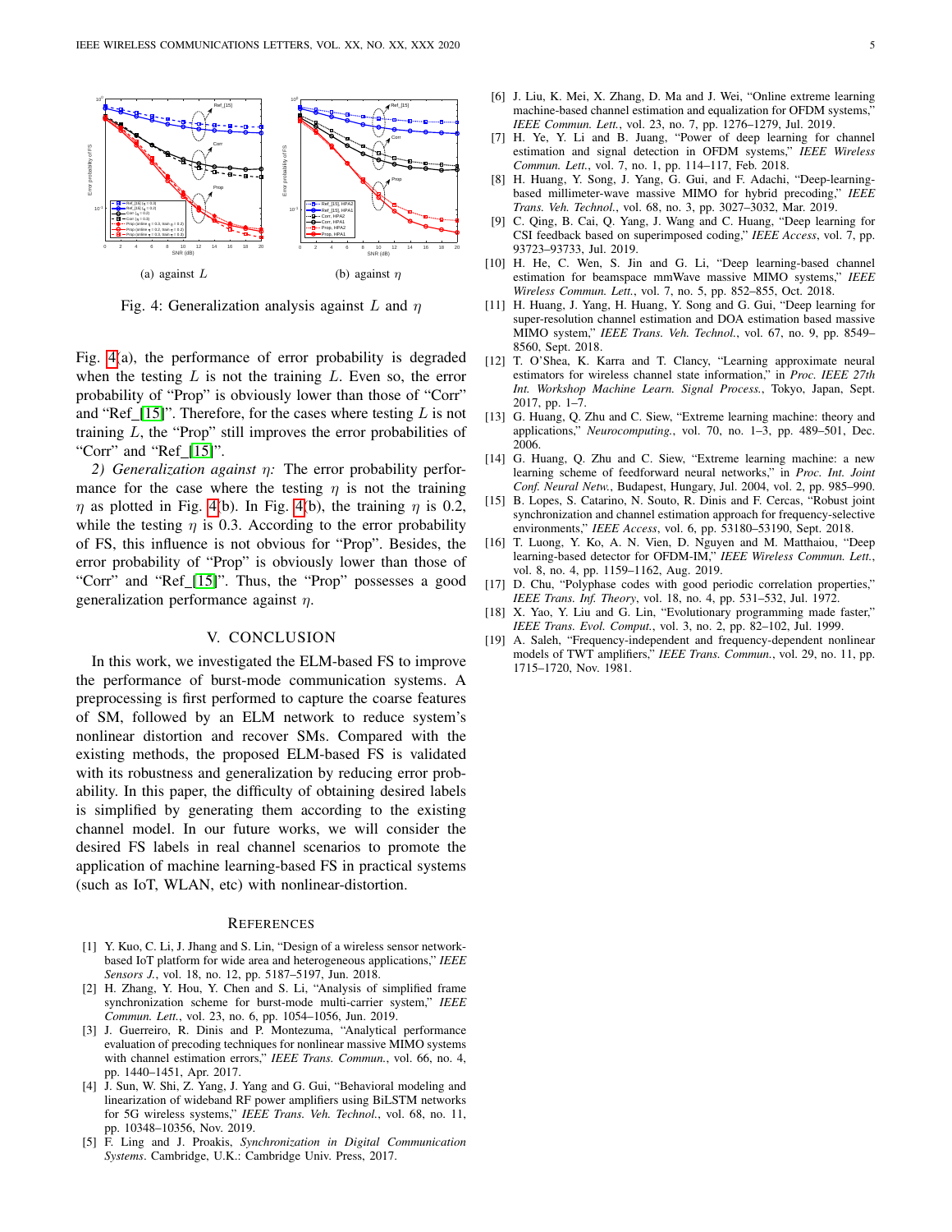(a) against $L$

(b) against $\eta$

Fig. 4: Generalization analysis against $L$ and $\eta$

Fig. 4(a), the performance of error probability is degraded when the testing $L$ is not the training $L$. Even so, the error probability of "Prop" is obviously lower than those of "Corr" and "Ref_[15]". Therefore, for the cases where testing $L$ is not training $L$, the "Prop" still improves the error probabilities of "Corr" and "Ref_[15]".

*2) Generalization against $\eta$:* The error probability performance for the case where the testing $\eta$ is not the training $\eta$ as plotted in Fig. 4(b). In Fig. 4(b), the training $\eta$ is 0.2, while the testing $\eta$ is 0.3. According to the error probability of FS, this influence is not obvious for "Prop". Besides, the error probability of "Prop" is obviously lower than those of "Corr" and "Ref_[15]". Thus, the "Prop" possesses a good generalization performance against $\eta$.

## V. Conclusion

In this work, we investigated the ELM-based FS to improve the performance of burst-mode communication systems. A preprocessing is first performed to capture the coarse features of SM, followed by an ELM network to reduce system's nonlinear distortion and recover SMs. Compared with the existing methods, the proposed ELM-based FS is validated with its robustness and generalization by reducing error probability. In this paper, the difficulty of obtaining desired labels is simplified by generating them according to the existing channel model. In our future works, we will consider the desired FS labels in real channel scenarios to promote the application of machine learning-based FS in practical systems (such as IoT, WLAN, etc) with nonlinear-distortion.

## References

[1] Y. Kuo, C. Li, J. Jhang and S. Lin, "Design of a wireless sensor network-based IoT platform for wide area and heterogeneous applications," *IEEE Sensors J.*, vol. 18, no. 12, pp. 5187–5197, Jun. 2018.

[2] H. Zhang, Y. Hou, Y. Chen and S. Li, "Analysis of simplified frame synchronization scheme for burst-mode multi-carrier system," *IEEE Commun. Lett.*, vol. 23, no. 6, pp. 1054–1056, Jun. 2019.

[3] J. Guerreiro, R. Dinis and P. Montezuma, "Analytical performance evaluation of precoding techniques for nonlinear massive MIMO systems with channel estimation errors," *IEEE Trans. Commun.*, vol. 66, no. 4, pp. 1440–1451, Apr. 2017.

[4] J. Sun, W. Shi, Z. Yang, J. Yang and G. Gui, "Behavioral modeling and linearization of wideband RF power amplifiers using BiLSTM networks for 5G wireless systems," *IEEE Trans. Veh. Technol.*, vol. 68, no. 11, pp. 10348–10356, Nov. 2019.

[5] F. Ling and J. Proakis, *Synchronization in Digital Communication Systems*. Cambridge, U.K.: Cambridge Univ. Press, 2017.

[6] J. Liu, K. Mei, X. Zhang, D. Ma and J. Wei, "Online extreme learning machine-based channel estimation and equalization for OFDM systems," *IEEE Commun. Lett.*, vol. 23, no. 7, pp. 1276–1279, Jul. 2019.

[7] H. Ye, Y. Li and B. Juang, "Power of deep learning for channel estimation and signal detection in OFDM systems," *IEEE Wireless Commun. Lett.*, vol. 7, no. 1, pp. 114–117, Feb. 2018.

[8] H. Huang, Y. Song, J. Yang, G. Gui, and F. Adachi, "Deep-learning-based millimeter-wave massive MIMO for hybrid precoding," *IEEE Trans. Veh. Technol.*, vol. 68, no. 3, pp. 3027–3032, Mar. 2019.

[9] C. Qing, B. Cai, Q. Yang, J. Wang and C. Huang, "Deep learning for CSI feedback based on superimposed coding," *IEEE Access*, vol. 7, pp. 93723–93733, Jul. 2019.

[10] H. He, C. Wen, S. Jin and G. Li, "Deep learning-based channel estimation for beamspace mmWave massive MIMO systems," *IEEE Wireless Commun. Lett.*, vol. 7, no. 5, pp. 852–855, Oct. 2018.

[11] H. Huang, J. Yang, H. Huang, Y. Song and G. Gui, "Deep learning for super-resolution channel estimation and DOA estimation based massive MIMO system," *IEEE Trans. Veh. Technol.*, vol. 67, no. 9, pp. 8549–8560, Sept. 2018.

[12] T. O'Shea, K. Karra and T. Clancy, "Learning approximate neural estimators for wireless channel state information," in *Proc. IEEE 27th Int. Workshop Machine Learn. Signal Process.*, Tokyo, Japan, Sept. 2017, pp. 1–7.

[13] G. Huang, Q. Zhu and C. Siew, "Extreme learning machine: theory and applications," *Neurocomputing.*, vol. 70, no. 1–3, pp. 489–501, Dec. 2006.

[14] G. Huang, Q. Zhu and C. Siew, "Extreme learning machine: a new learning scheme of feedforward neural networks," in *Proc. Int. Joint Conf. Neural Netw.*, Budapest, Hungary, Jul. 2004, vol. 2, pp. 985–990.

[15] B. Lopes, S. Catarino, N. Souto, R. Dinis and F. Cercas, "Robust joint synchronization and channel estimation approach for frequency-selective environments," *IEEE Access*, vol. 6, pp. 53180–53190, Sept. 2018.

[16] T. Luong, Y. Ko, A. N. Vien, D. Nguyen and M. Matthaiou, "Deep learning-based detector for OFDM-IM," *IEEE Wireless Commun. Lett.*, vol. 8, no. 4, pp. 1159–1162, Aug. 2019.

[17] D. Chu, "Polyphase codes with good periodic correlation properties," *IEEE Trans. Inf. Theory*, vol. 18, no. 4, pp. 531–532, Jul. 1972.

[18] X. Yao, Y. Liu and G. Lin, "Evolutionary programming made faster," *IEEE Trans. Evol. Comput.*, vol. 3, no. 2, pp. 82–102, Jul. 1999.

[19] A. Saleh, "Frequency-independent and frequency-dependent nonlinear models of TWT amplifiers," *IEEE Trans. Commun.*, vol. 29, no. 11, pp. 1715–1720, Nov. 1981.